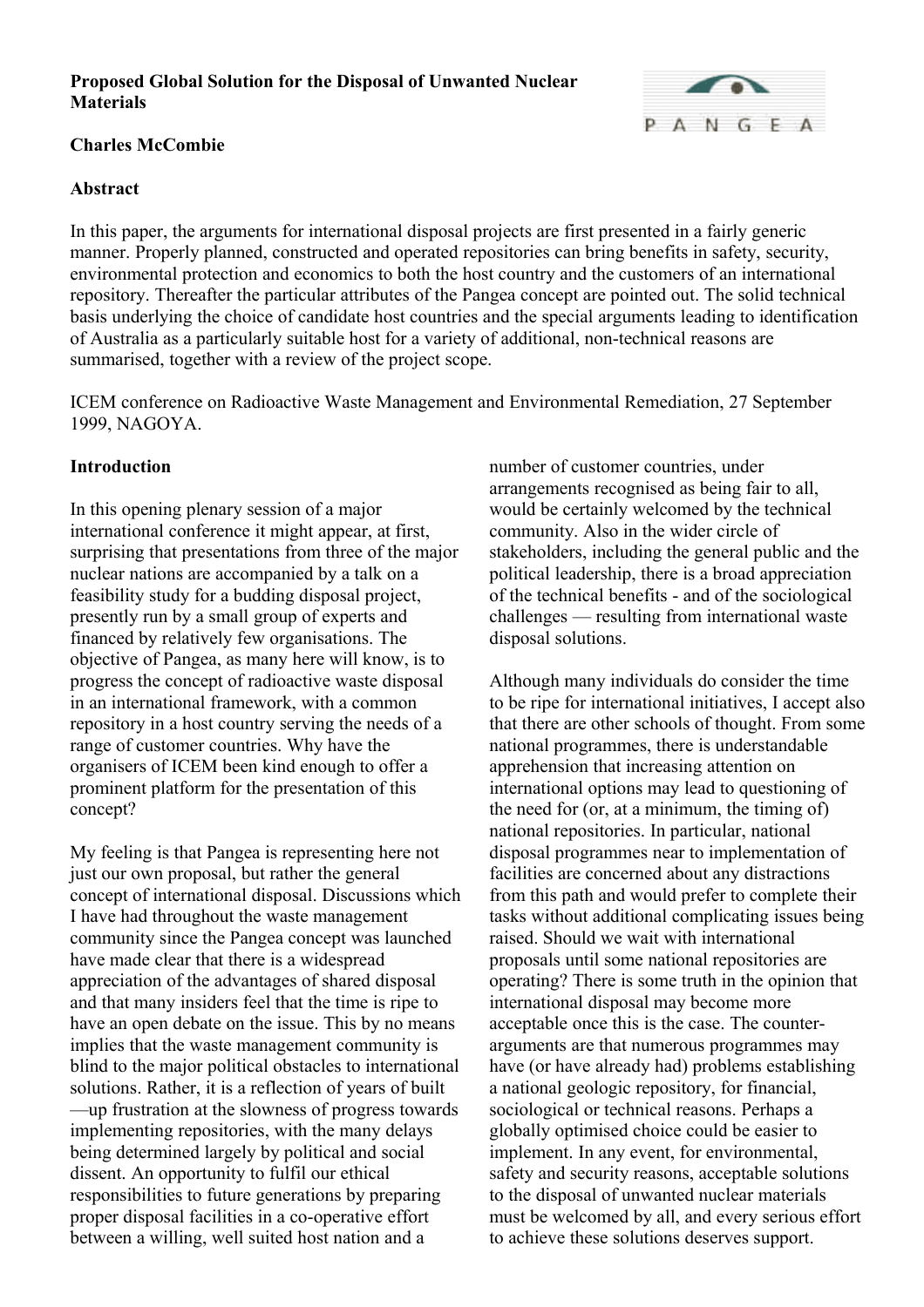**Proposed Global Solution for the Disposal of Unwanted Nuclear Materials**

**Charles McCombie**

**Abstract**

In this paper, the arguments for international disposal projects are first presented in a fairly generic manner. Properly planned, constructed and operated repositories can bring benefits in safety, security, environmental protection and economics to both the host country and the customers of an international repository. Thereafter the particular attributes of the Pangea concept are pointed out. The solid technical basis underlying the choice of candidate host countries and the special arguments leading to identification of Australia as a particularly suitable host for a variety of additional, non-technical reasons are summarised, together with a review of the project scope.

ICEM conference on Radioactive Waste Management and Environmental Remediation, 27 September 1999, NAGOYA.

**Introduction**

In this opening plenary session of a major international conference it might appear, at first, surprising that presentations from three of the major nuclear nations are accompanied by a talk on a feasibility study for a budding disposal project, presently run by a small group of experts and financed by relatively few organisations. The objective of Pangea, as many here will know, is to progress the concept of radioactive waste disposal in an international framework, with a common repository in a host country serving the needs of a range of customer countries. Why have the organisers of ICEM been kind enough to offer a prominent platform for the presentation of this concept?

My feeling is that Pangea is representing here not just our own proposal, but rather the general concept of international disposal. Discussions which I have had throughout the waste management community since the Pangea concept was launched have made clear that there is a widespread appreciation of the advantages of shared disposal and that many insiders feel that the time is ripe to have an open debate on the issue. This by no means implies that the waste management community is blind to the major political obstacles to international solutions. Rather, it is a reflection of years of built—up frustration at the slowness of progress towards implementing repositories, with the many delays being determined largely by political and social dissent. An opportunity to fulfil our ethical responsibilities to future generations by preparing proper disposal facilities in a co-operative effort between a willing, well suited host nation and a number of customer countries, under arrangements recognised as being fair to all, would be certainly welcomed by the technical community. Also in the wider circle of stakeholders, including the general public and the political leadership, there is a broad appreciation of the technical benefits - and of the sociological challenges — resulting from international waste disposal solutions.

Although many individuals do consider the time to be ripe for international initiatives, I accept also that there are other schools of thought. From some national programmes, there is understandable apprehension that increasing attention on international options may lead to questioning of the need for (or, at a minimum, the timing of) national repositories. In particular, national disposal programmes near to implementation of facilities are concerned about any distractions from this path and would prefer to complete their tasks without additional complicating issues being raised. Should we wait with international proposals until some national repositories are operating? There is some truth in the opinion that international disposal may become more acceptable once this is the case. The counter-arguments are that numerous programmes may have (or have already had) problems establishing a national geologic repository, for financial, sociological or technical reasons. Perhaps a globally optimised choice could be easier to implement. In any event, for environmental, safety and security reasons, acceptable solutions to the disposal of unwanted nuclear materials must be welcomed by all, and every serious effort to achieve these solutions deserves support.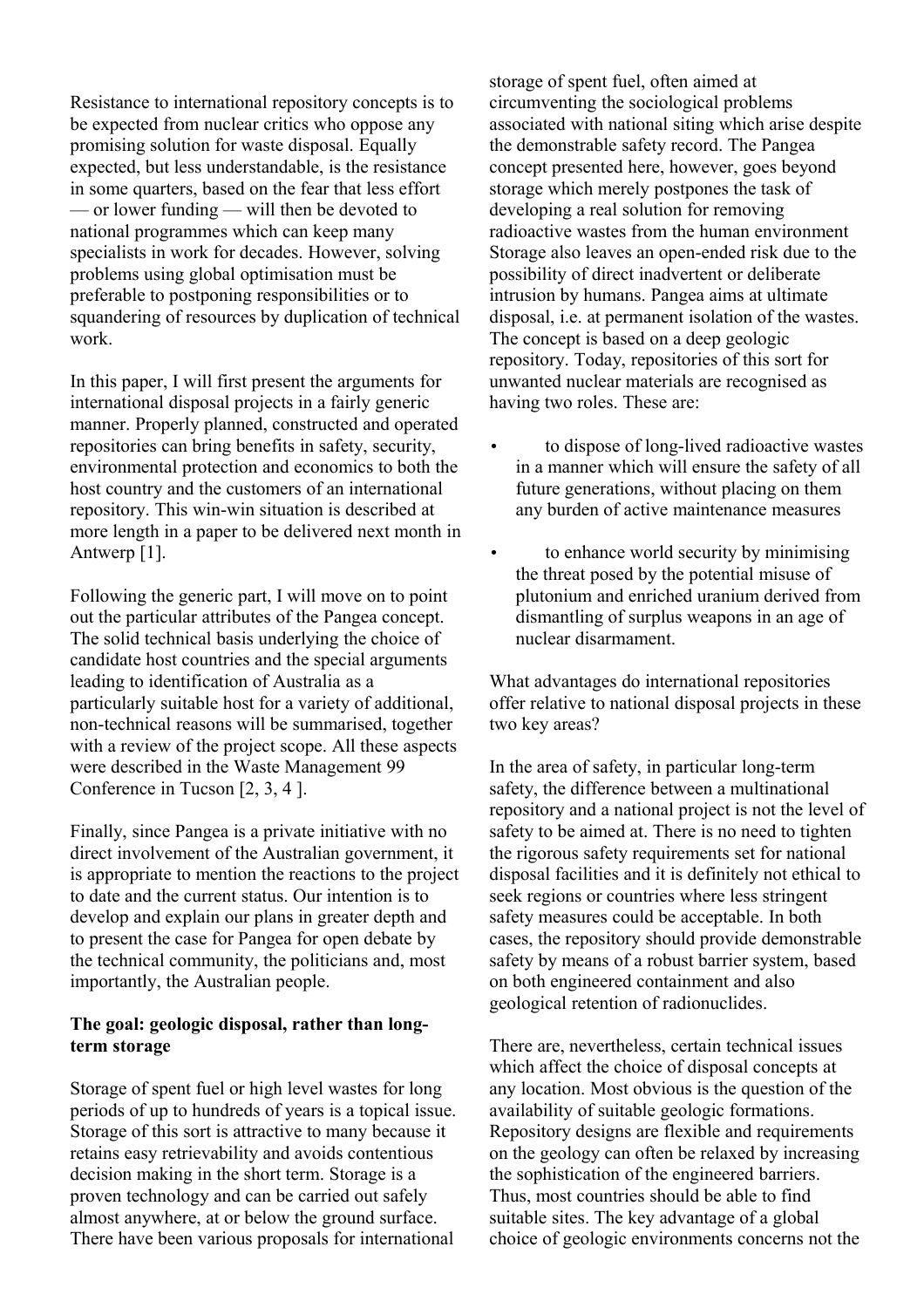Resistance to international repository concepts is to be expected from nuclear critics who oppose any promising solution for waste disposal. Equally expected, but less understandable, is the resistance in some quarters, based on the fear that less effort — or lower funding — will then be devoted to national programmes which can keep many specialists in work for decades. However, solving problems using global optimisation must be preferable to postponing responsibilities or to squandering of resources by duplication of technical work.

In this paper, I will first present the arguments for international disposal projects in a fairly generic manner. Properly planned, constructed and operated repositories can bring benefits in safety, security, environmental protection and economics to both the host country and the customers of an international repository. This win-win situation is described at more length in a paper to be delivered next month in Antwerp [1].

Following the generic part, I will move on to point out the particular attributes of the Pangea concept. The solid technical basis underlying the choice of candidate host countries and the special arguments leading to identification of Australia as a particularly suitable host for a variety of additional, non-technical reasons will be summarised, together with a review of the project scope. All these aspects were described in the Waste Management 99 Conference in Tucson [2, 3, 4 ].

Finally, since Pangea is a private initiative with no direct involvement of the Australian government, it is appropriate to mention the reactions to the project to date and the current status. Our intention is to develop and explain our plans in greater depth and to present the case for Pangea for open debate by the technical community, the politicians and, most importantly, the Australian people.

**The goal: geologic disposal, rather than long-term storage**

Storage of spent fuel or high level wastes for long periods of up to hundreds of years is a topical issue. Storage of this sort is attractive to many because it retains easy retrievability and avoids contentious decision making in the short term. Storage is a proven technology and can be carried out safely almost anywhere, at or below the ground surface. There have been various proposals for international storage of spent fuel, often aimed at circumventing the sociological problems associated with national siting which arise despite the demonstrable safety record. The Pangea concept presented here, however, goes beyond storage which merely postpones the task of developing a real solution for removing radioactive wastes from the human environment Storage also leaves an open-ended risk due to the possibility of direct inadvertent or deliberate intrusion by humans. Pangea aims at ultimate disposal, i.e. at permanent isolation of the wastes. The concept is based on a deep geologic repository. Today, repositories of this sort for unwanted nuclear materials are recognised as having two roles. These are:

- to dispose of long-lived radioactive wastes in a manner which will ensure the safety of all future generations, without placing on them any burden of active maintenance measures
- to enhance world security by minimising the threat posed by the potential misuse of plutonium and enriched uranium derived from dismantling of surplus weapons in an age of nuclear disarmament.

What advantages do international repositories offer relative to national disposal projects in these two key areas?

In the area of safety, in particular long-term safety, the difference between a multinational repository and a national project is not the level of safety to be aimed at. There is no need to tighten the rigorous safety requirements set for national disposal facilities and it is definitely not ethical to seek regions or countries where less stringent safety measures could be acceptable. In both cases, the repository should provide demonstrable safety by means of a robust barrier system, based on both engineered containment and also geological retention of radionuclides.

There are, nevertheless, certain technical issues which affect the choice of disposal concepts at any location. Most obvious is the question of the availability of suitable geologic formations. Repository designs are flexible and requirements on the geology can often be relaxed by increasing the sophistication of the engineered barriers. Thus, most countries should be able to find suitable sites. The key advantage of a global choice of geologic environments concerns not the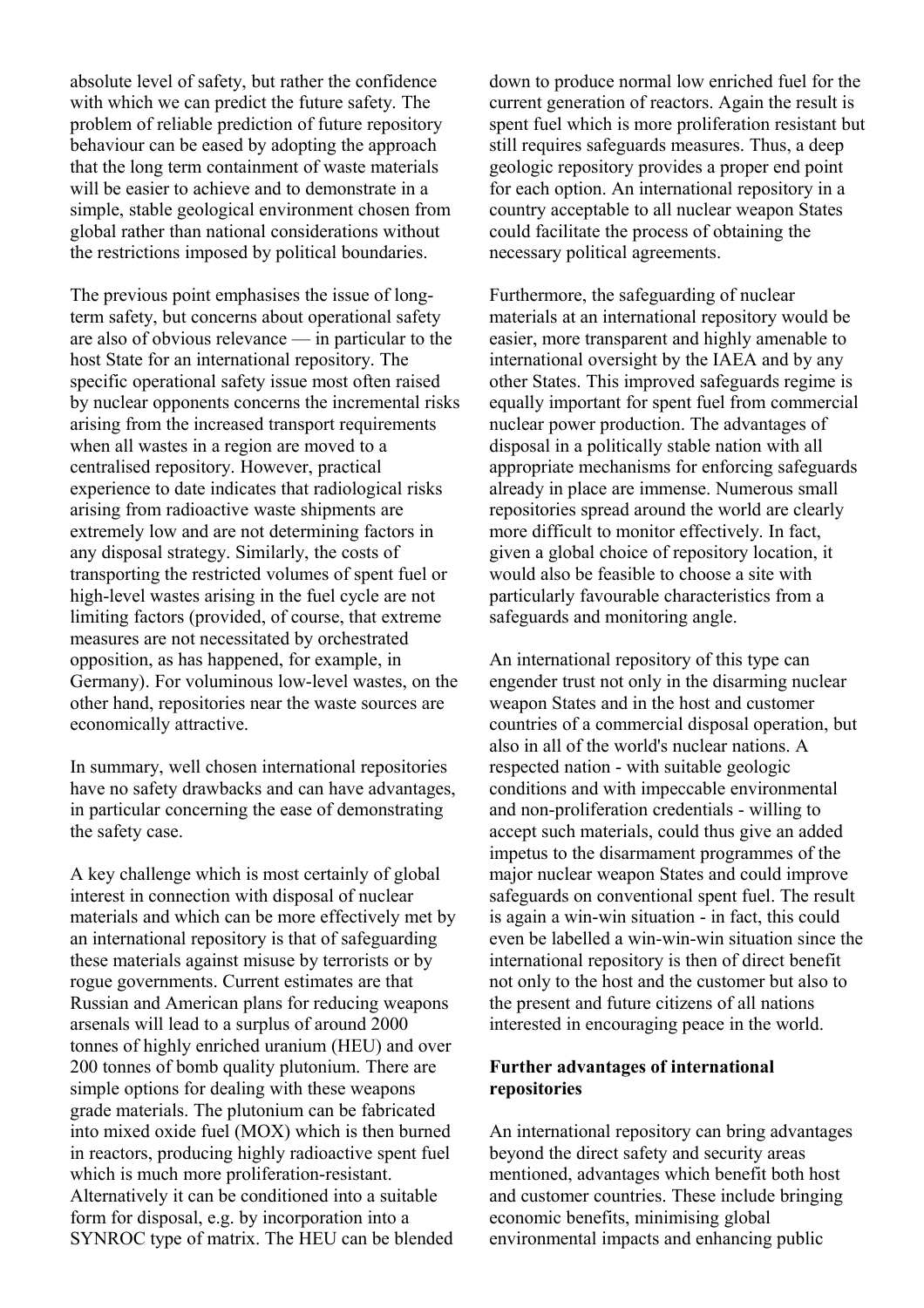absolute level of safety, but rather the confidence with which we can predict the future safety. The problem of reliable prediction of future repository behaviour can be eased by adopting the approach that the long term containment of waste materials will be easier to achieve and to demonstrate in a simple, stable geological environment chosen from global rather than national considerations without the restrictions imposed by political boundaries.

The previous point emphasises the issue of long-term safety, but concerns about operational safety are also of obvious relevance — in particular to the host State for an international repository. The specific operational safety issue most often raised by nuclear opponents concerns the incremental risks arising from the increased transport requirements when all wastes in a region are moved to a centralised repository. However, practical experience to date indicates that radiological risks arising from radioactive waste shipments are extremely low and are not determining factors in any disposal strategy. Similarly, the costs of transporting the restricted volumes of spent fuel or high-level wastes arising in the fuel cycle are not limiting factors (provided, of course, that extreme measures are not necessitated by orchestrated opposition, as has happened, for example, in Germany). For voluminous low-level wastes, on the other hand, repositories near the waste sources are economically attractive.

In summary, well chosen international repositories have no safety drawbacks and can have advantages, in particular concerning the ease of demonstrating the safety case.

A key challenge which is most certainly of global interest in connection with disposal of nuclear materials and which can be more effectively met by an international repository is that of safeguarding these materials against misuse by terrorists or by rogue governments. Current estimates are that Russian and American plans for reducing weapons arsenals will lead to a surplus of around 2000 tonnes of highly enriched uranium (HEU) and over 200 tonnes of bomb quality plutonium. There are simple options for dealing with these weapons grade materials. The plutonium can be fabricated into mixed oxide fuel (MOX) which is then burned in reactors, producing highly radioactive spent fuel which is much more proliferation-resistant. Alternatively it can be conditioned into a suitable form for disposal, e.g. by incorporation into a SYNROC type of matrix. The HEU can be blended down to produce normal low enriched fuel for the current generation of reactors. Again the result is spent fuel which is more proliferation resistant but still requires safeguards measures. Thus, a deep geologic repository provides a proper end point for each option. An international repository in a country acceptable to all nuclear weapon States could facilitate the process of obtaining the necessary political agreements.

Furthermore, the safeguarding of nuclear materials at an international repository would be easier, more transparent and highly amenable to international oversight by the IAEA and by any other States. This improved safeguards regime is equally important for spent fuel from commercial nuclear power production. The advantages of disposal in a politically stable nation with all appropriate mechanisms for enforcing safeguards already in place are immense. Numerous small repositories spread around the world are clearly more difficult to monitor effectively. In fact, given a global choice of repository location, it would also be feasible to choose a site with particularly favourable characteristics from a safeguards and monitoring angle.

An international repository of this type can engender trust not only in the disarming nuclear weapon States and in the host and customer countries of a commercial disposal operation, but also in all of the world's nuclear nations. A respected nation - with suitable geologic conditions and with impeccable environmental and non-proliferation credentials - willing to accept such materials, could thus give an added impetus to the disarmament programmes of the major nuclear weapon States and could improve safeguards on conventional spent fuel. The result is again a win-win situation - in fact, this could even be labelled a win-win-win situation since the international repository is then of direct benefit not only to the host and the customer but also to the present and future citizens of all nations interested in encouraging peace in the world.

**Further advantages of international repositories**

An international repository can bring advantages beyond the direct safety and security areas mentioned, advantages which benefit both host and customer countries. These include bringing economic benefits, minimising global environmental impacts and enhancing public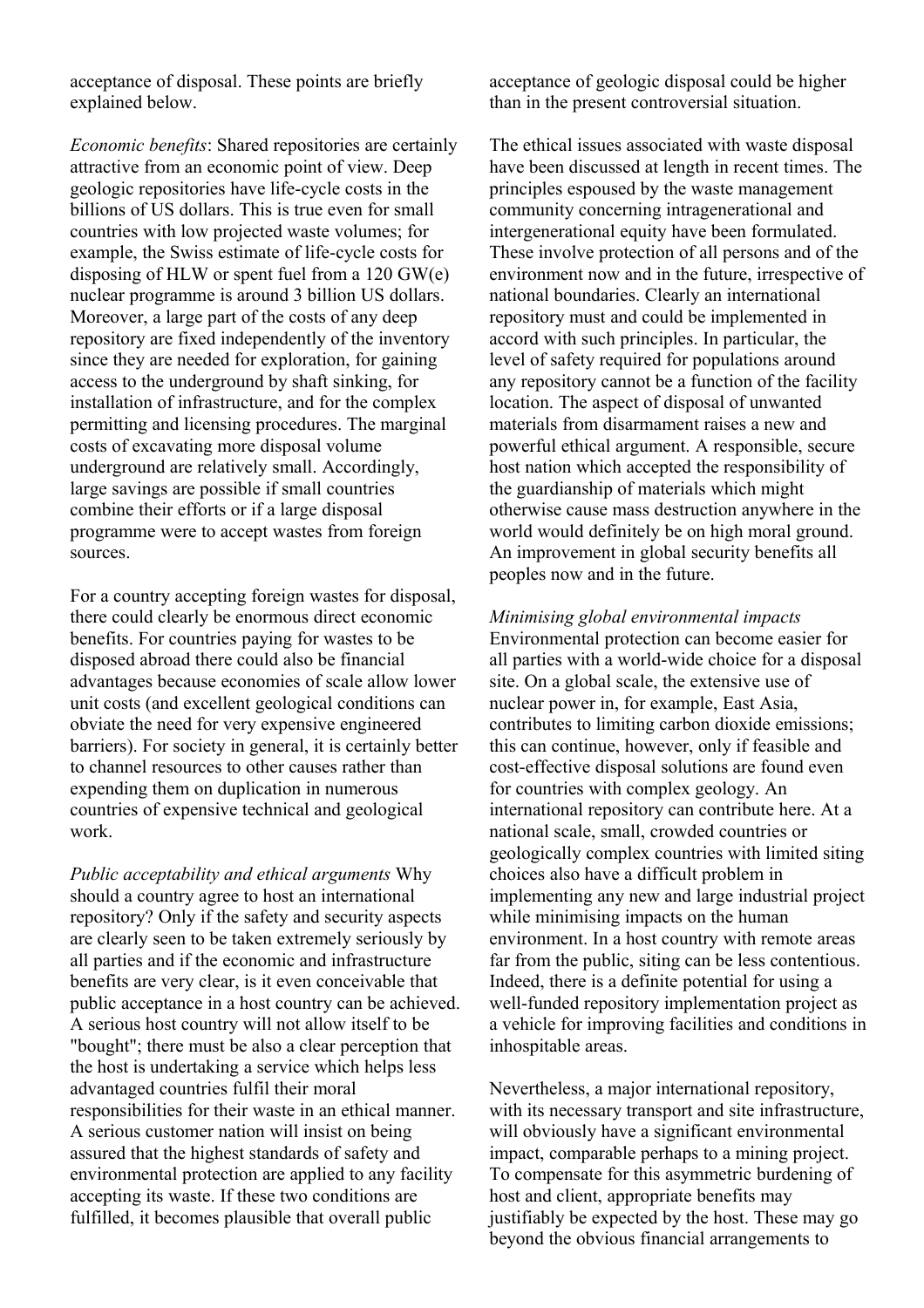acceptance of disposal. These points are briefly explained below.

*Economic benefits*: Shared repositories are certainly attractive from an economic point of view. Deep geologic repositories have life-cycle costs in the billions of US dollars. This is true even for small countries with low projected waste volumes; for example, the Swiss estimate of life-cycle costs for disposing of HLW or spent fuel from a 120 GW(e) nuclear programme is around 3 billion US dollars. Moreover, a large part of the costs of any deep repository are fixed independently of the inventory since they are needed for exploration, for gaining access to the underground by shaft sinking, for installation of infrastructure, and for the complex permitting and licensing procedures. The marginal costs of excavating more disposal volume underground are relatively small. Accordingly, large savings are possible if small countries combine their efforts or if a large disposal programme were to accept wastes from foreign sources.

For a country accepting foreign wastes for disposal, there could clearly be enormous direct economic benefits. For countries paying for wastes to be disposed abroad there could also be financial advantages because economies of scale allow lower unit costs (and excellent geological conditions can obviate the need for very expensive engineered barriers). For society in general, it is certainly better to channel resources to other causes rather than expending them on duplication in numerous countries of expensive technical and geological work.

*Public acceptability and ethical arguments* Why should a country agree to host an international repository? Only if the safety and security aspects are clearly seen to be taken extremely seriously by all parties and if the economic and infrastructure benefits are very clear, is it even conceivable that public acceptance in a host country can be achieved. A serious host country will not allow itself to be "bought"; there must be also a clear perception that the host is undertaking a service which helps less advantaged countries fulfil their moral responsibilities for their waste in an ethical manner. A serious customer nation will insist on being assured that the highest standards of safety and environmental protection are applied to any facility accepting its waste. If these two conditions are fulfilled, it becomes plausible that overall public acceptance of geologic disposal could be higher than in the present controversial situation.

The ethical issues associated with waste disposal have been discussed at length in recent times. The principles espoused by the waste management community concerning intragenerational and intergenerational equity have been formulated. These involve protection of all persons and of the environment now and in the future, irrespective of national boundaries. Clearly an international repository must and could be implemented in accord with such principles. In particular, the level of safety required for populations around any repository cannot be a function of the facility location. The aspect of disposal of unwanted materials from disarmament raises a new and powerful ethical argument. A responsible, secure host nation which accepted the responsibility of the guardianship of materials which might otherwise cause mass destruction anywhere in the world would definitely be on high moral ground. An improvement in global security benefits all peoples now and in the future.

*Minimising global environmental impacts* Environmental protection can become easier for all parties with a world-wide choice for a disposal site. On a global scale, the extensive use of nuclear power in, for example, East Asia, contributes to limiting carbon dioxide emissions; this can continue, however, only if feasible and cost-effective disposal solutions are found even for countries with complex geology. An international repository can contribute here. At a national scale, small, crowded countries or geologically complex countries with limited siting choices also have a difficult problem in implementing any new and large industrial project while minimising impacts on the human environment. In a host country with remote areas far from the public, siting can be less contentious. Indeed, there is a definite potential for using a well-funded repository implementation project as a vehicle for improving facilities and conditions in inhospitable areas.

Nevertheless, a major international repository, with its necessary transport and site infrastructure, will obviously have a significant environmental impact, comparable perhaps to a mining project. To compensate for this asymmetric burdening of host and client, appropriate benefits may justifiably be expected by the host. These may go beyond the obvious financial arrangements to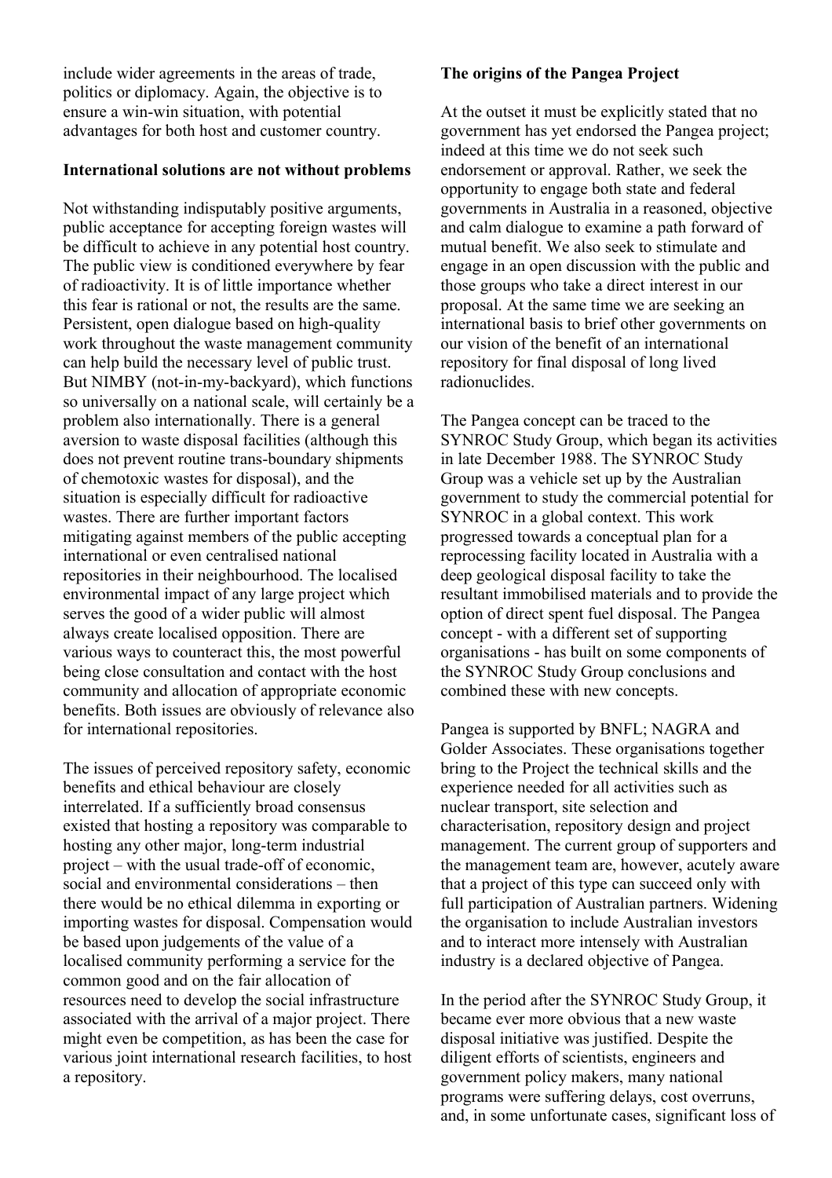include wider agreements in the areas of trade, politics or diplomacy. Again, the objective is to ensure a win-win situation, with potential advantages for both host and customer country.

**International solutions are not without problems**

Not withstanding indisputably positive arguments, public acceptance for accepting foreign wastes will be difficult to achieve in any potential host country. The public view is conditioned everywhere by fear of radioactivity. It is of little importance whether this fear is rational or not, the results are the same. Persistent, open dialogue based on high-quality work throughout the waste management community can help build the necessary level of public trust. But NIMBY (not-in-my-backyard), which functions so universally on a national scale, will certainly be a problem also internationally. There is a general aversion to waste disposal facilities (although this does not prevent routine trans-boundary shipments of chemotoxic wastes for disposal), and the situation is especially difficult for radioactive wastes. There are further important factors mitigating against members of the public accepting international or even centralised national repositories in their neighbourhood. The localised environmental impact of any large project which serves the good of a wider public will almost always create localised opposition. There are various ways to counteract this, the most powerful being close consultation and contact with the host community and allocation of appropriate economic benefits. Both issues are obviously of relevance also for international repositories.

The issues of perceived repository safety, economic benefits and ethical behaviour are closely interrelated. If a sufficiently broad consensus existed that hosting a repository was comparable to hosting any other major, long-term industrial project – with the usual trade-off of economic, social and environmental considerations – then there would be no ethical dilemma in exporting or importing wastes for disposal. Compensation would be based upon judgements of the value of a localised community performing a service for the common good and on the fair allocation of resources need to develop the social infrastructure associated with the arrival of a major project. There might even be competition, as has been the case for various joint international research facilities, to host a repository.

**The origins of the Pangea Project**

At the outset it must be explicitly stated that no government has yet endorsed the Pangea project; indeed at this time we do not seek such endorsement or approval. Rather, we seek the opportunity to engage both state and federal governments in Australia in a reasoned, objective and calm dialogue to examine a path forward of mutual benefit. We also seek to stimulate and engage in an open discussion with the public and those groups who take a direct interest in our proposal. At the same time we are seeking an international basis to brief other governments on our vision of the benefit of an international repository for final disposal of long lived radionuclides.

The Pangea concept can be traced to the SYNROC Study Group, which began its activities in late December 1988. The SYNROC Study Group was a vehicle set up by the Australian government to study the commercial potential for SYNROC in a global context. This work progressed towards a conceptual plan for a reprocessing facility located in Australia with a deep geological disposal facility to take the resultant immobilised materials and to provide the option of direct spent fuel disposal. The Pangea concept - with a different set of supporting organisations - has built on some components of the SYNROC Study Group conclusions and combined these with new concepts.

Pangea is supported by BNFL; NAGRA and Golder Associates. These organisations together bring to the Project the technical skills and the experience needed for all activities such as nuclear transport, site selection and characterisation, repository design and project management. The current group of supporters and the management team are, however, acutely aware that a project of this type can succeed only with full participation of Australian partners. Widening the organisation to include Australian investors and to interact more intensely with Australian industry is a declared objective of Pangea.

In the period after the SYNROC Study Group, it became ever more obvious that a new waste disposal initiative was justified. Despite the diligent efforts of scientists, engineers and government policy makers, many national programs were suffering delays, cost overruns, and, in some unfortunate cases, significant loss of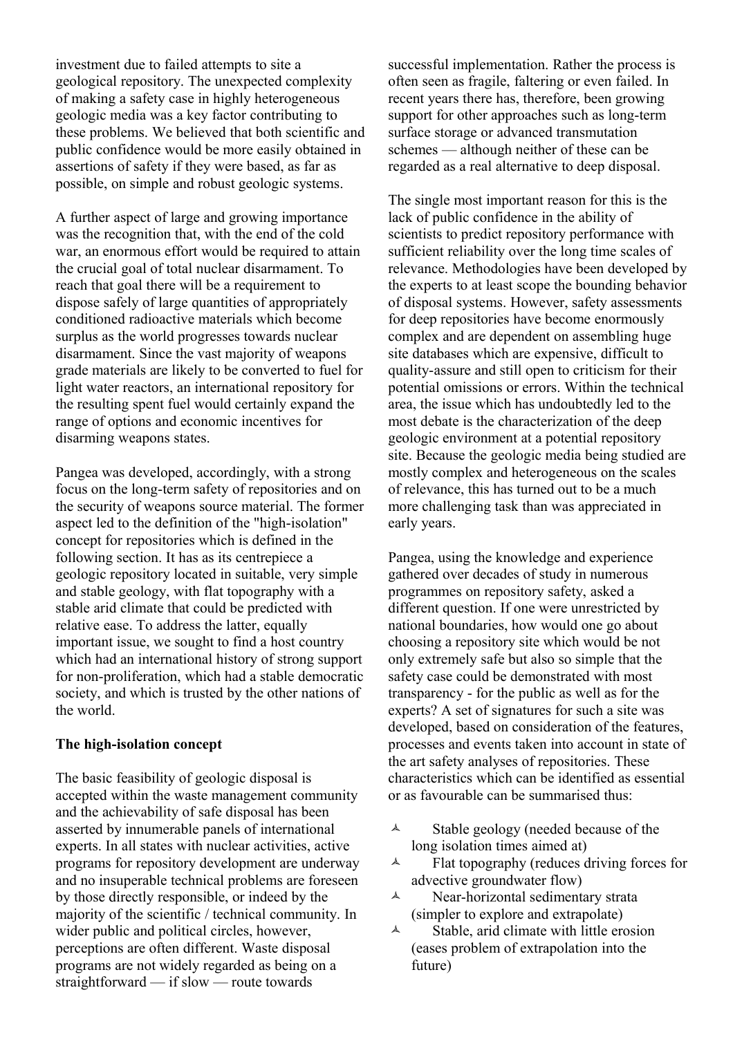investment due to failed attempts to site a geological repository. The unexpected complexity of making a safety case in highly heterogeneous geologic media was a key factor contributing to these problems. We believed that both scientific and public confidence would be more easily obtained in assertions of safety if they were based, as far as possible, on simple and robust geologic systems.

A further aspect of large and growing importance was the recognition that, with the end of the cold war, an enormous effort would be required to attain the crucial goal of total nuclear disarmament. To reach that goal there will be a requirement to dispose safely of large quantities of appropriately conditioned radioactive materials which become surplus as the world progresses towards nuclear disarmament. Since the vast majority of weapons grade materials are likely to be converted to fuel for light water reactors, an international repository for the resulting spent fuel would certainly expand the range of options and economic incentives for disarming weapons states.

Pangea was developed, accordingly, with a strong focus on the long-term safety of repositories and on the security of weapons source material. The former aspect led to the definition of the "high-isolation" concept for repositories which is defined in the following section. It has as its centrepiece a geologic repository located in suitable, very simple and stable geology, with flat topography with a stable arid climate that could be predicted with relative ease. To address the latter, equally important issue, we sought to find a host country which had an international history of strong support for non-proliferation, which had a stable democratic society, and which is trusted by the other nations of the world.

**The high-isolation concept**

The basic feasibility of geologic disposal is accepted within the waste management community and the achievability of safe disposal has been asserted by innumerable panels of international experts. In all states with nuclear activities, active programs for repository development are underway and no insuperable technical problems are foreseen by those directly responsible, or indeed by the majority of the scientific / technical community. In wider public and political circles, however, perceptions are often different. Waste disposal programs are not widely regarded as being on a straightforward — if slow — route towards successful implementation. Rather the process is often seen as fragile, faltering or even failed. In recent years there has, therefore, been growing support for other approaches such as long-term surface storage or advanced transmutation schemes — although neither of these can be regarded as a real alternative to deep disposal.

The single most important reason for this is the lack of public confidence in the ability of scientists to predict repository performance with sufficient reliability over the long time scales of relevance. Methodologies have been developed by the experts to at least scope the bounding behavior of disposal systems. However, safety assessments for deep repositories have become enormously complex and are dependent on assembling huge site databases which are expensive, difficult to quality-assure and still open to criticism for their potential omissions or errors. Within the technical area, the issue which has undoubtedly led to the most debate is the characterization of the deep geologic environment at a potential repository site. Because the geologic media being studied are mostly complex and heterogeneous on the scales of relevance, this has turned out to be a much more challenging task than was appreciated in early years.

Pangea, using the knowledge and experience gathered over decades of study in numerous programmes on repository safety, asked a different question. If one were unrestricted by national boundaries, how would one go about choosing a repository site which would be not only extremely safe but also so simple that the safety case could be demonstrated with most transparency - for the public as well as for the experts? A set of signatures for such a site was developed, based on consideration of the features, processes and events taken into account in state of the art safety analyses of repositories. These characteristics which can be identified as essential or as favourable can be summarised thus:

- Stable geology (needed because of the long isolation times aimed at)
- Flat topography (reduces driving forces for advective groundwater flow)
- Near-horizontal sedimentary strata (simpler to explore and extrapolate)
- Stable, arid climate with little erosion (eases problem of extrapolation into the future)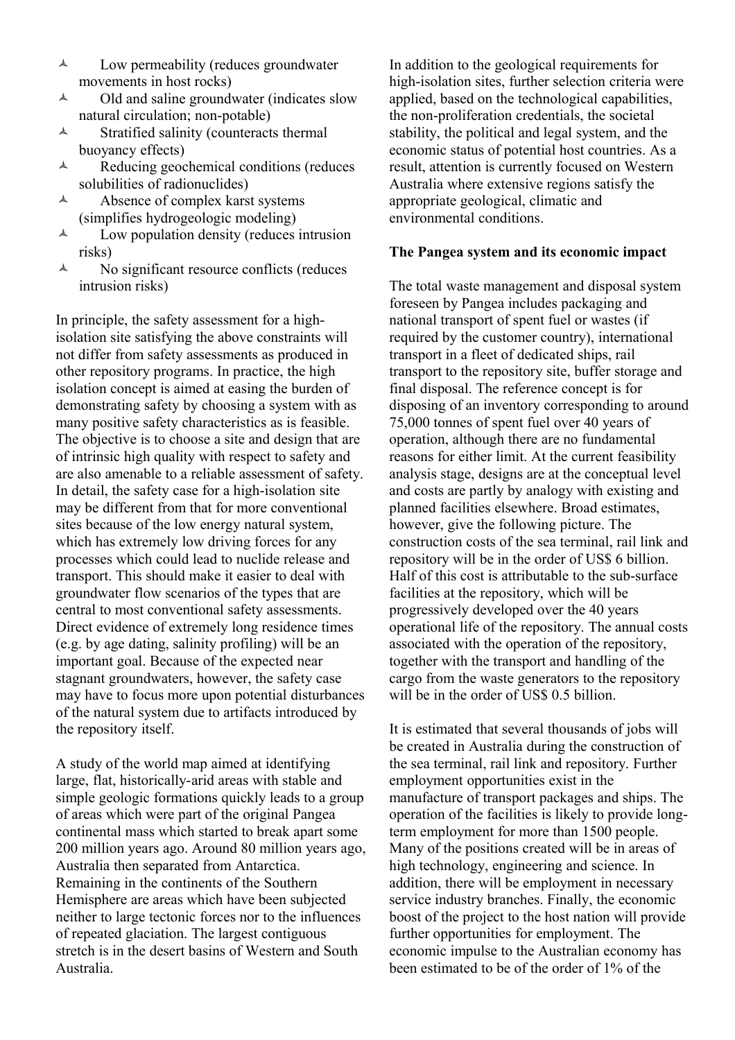- Low permeability (reduces groundwater movements in host rocks)
- Old and saline groundwater (indicates slow natural circulation; non-potable)
- Stratified salinity (counteracts thermal buoyancy effects)
- Reducing geochemical conditions (reduces solubilities of radionuclides)
- Absence of complex karst systems (simplifies hydrogeologic modeling)
- Low population density (reduces intrusion risks)
- No significant resource conflicts (reduces intrusion risks)

In principle, the safety assessment for a high-isolation site satisfying the above constraints will not differ from safety assessments as produced in other repository programs. In practice, the high isolation concept is aimed at easing the burden of demonstrating safety by choosing a system with as many positive safety characteristics as is feasible. The objective is to choose a site and design that are of intrinsic high quality with respect to safety and are also amenable to a reliable assessment of safety. In detail, the safety case for a high-isolation site may be different from that for more conventional sites because of the low energy natural system, which has extremely low driving forces for any processes which could lead to nuclide release and transport. This should make it easier to deal with groundwater flow scenarios of the types that are central to most conventional safety assessments. Direct evidence of extremely long residence times (e.g. by age dating, salinity profiling) will be an important goal. Because of the expected near stagnant groundwaters, however, the safety case may have to focus more upon potential disturbances of the natural system due to artifacts introduced by the repository itself.

A study of the world map aimed at identifying large, flat, historically-arid areas with stable and simple geologic formations quickly leads to a group of areas which were part of the original Pangea continental mass which started to break apart some 200 million years ago. Around 80 million years ago, Australia then separated from Antarctica. Remaining in the continents of the Southern Hemisphere are areas which have been subjected neither to large tectonic forces nor to the influences of repeated glaciation. The largest contiguous stretch is in the desert basins of Western and South Australia.

In addition to the geological requirements for high-isolation sites, further selection criteria were applied, based on the technological capabilities, the non-proliferation credentials, the societal stability, the political and legal system, and the economic status of potential host countries. As a result, attention is currently focused on Western Australia where extensive regions satisfy the appropriate geological, climatic and environmental conditions.

**The Pangea system and its economic impact**

The total waste management and disposal system foreseen by Pangea includes packaging and national transport of spent fuel or wastes (if required by the customer country), international transport in a fleet of dedicated ships, rail transport to the repository site, buffer storage and final disposal. The reference concept is for disposing of an inventory corresponding to around 75,000 tonnes of spent fuel over 40 years of operation, although there are no fundamental reasons for either limit. At the current feasibility analysis stage, designs are at the conceptual level and costs are partly by analogy with existing and planned facilities elsewhere. Broad estimates, however, give the following picture. The construction costs of the sea terminal, rail link and repository will be in the order of US$ 6 billion. Half of this cost is attributable to the sub-surface facilities at the repository, which will be progressively developed over the 40 years operational life of the repository. The annual costs associated with the operation of the repository, together with the transport and handling of the cargo from the waste generators to the repository will be in the order of US$ 0.5 billion.

It is estimated that several thousands of jobs will be created in Australia during the construction of the sea terminal, rail link and repository. Further employment opportunities exist in the manufacture of transport packages and ships. The operation of the facilities is likely to provide long-term employment for more than 1500 people. Many of the positions created will be in areas of high technology, engineering and science. In addition, there will be employment in necessary service industry branches. Finally, the economic boost of the project to the host nation will provide further opportunities for employment. The economic impulse to the Australian economy has been estimated to be of the order of 1% of the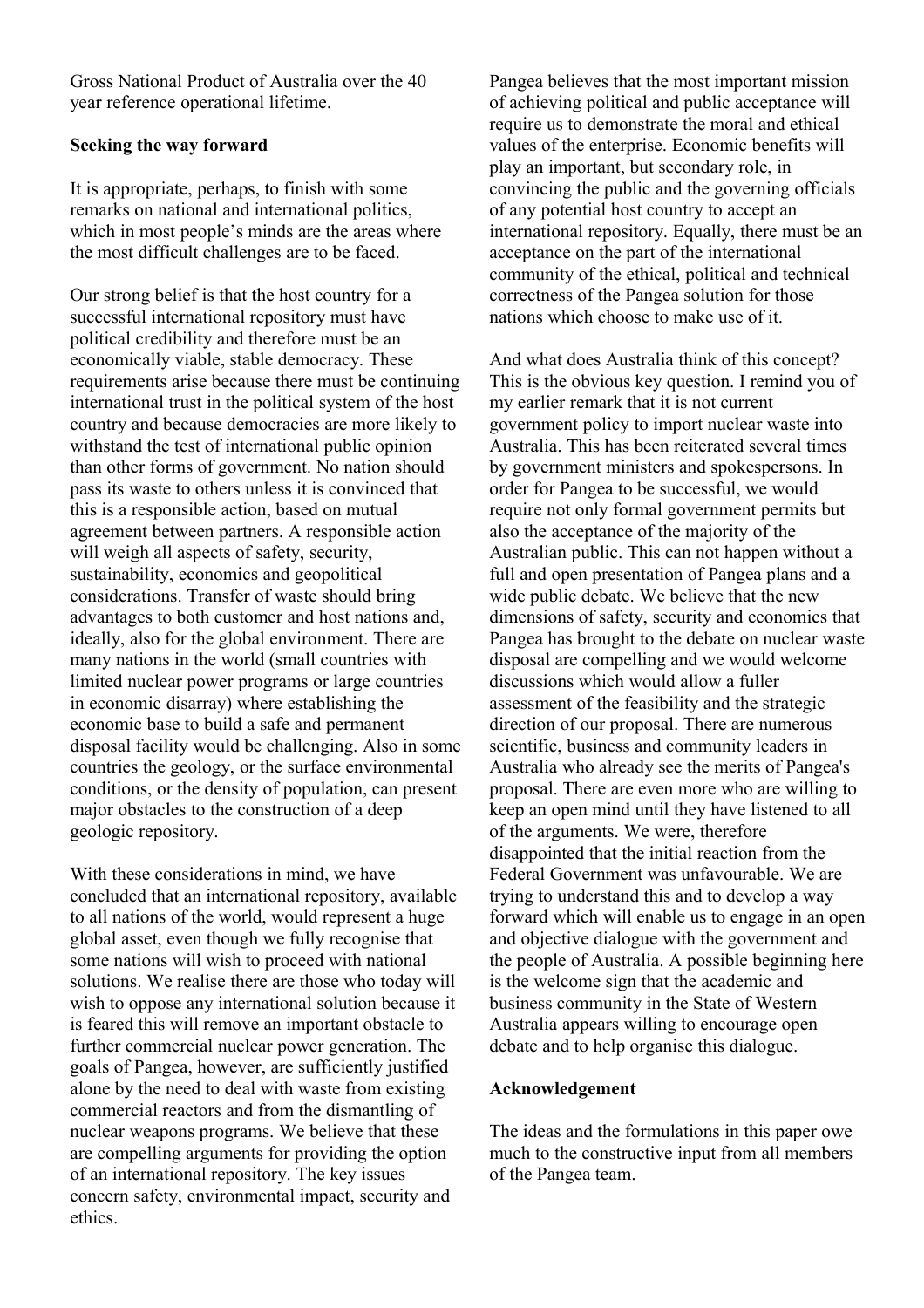Gross National Product of Australia over the 40 year reference operational lifetime.

**Seeking the way forward**

It is appropriate, perhaps, to finish with some remarks on national and international politics, which in most people's minds are the areas where the most difficult challenges are to be faced.

Our strong belief is that the host country for a successful international repository must have political credibility and therefore must be an economically viable, stable democracy. These requirements arise because there must be continuing international trust in the political system of the host country and because democracies are more likely to withstand the test of international public opinion than other forms of government. No nation should pass its waste to others unless it is convinced that this is a responsible action, based on mutual agreement between partners. A responsible action will weigh all aspects of safety, security, sustainability, economics and geopolitical considerations. Transfer of waste should bring advantages to both customer and host nations and, ideally, also for the global environment. There are many nations in the world (small countries with limited nuclear power programs or large countries in economic disarray) where establishing the economic base to build a safe and permanent disposal facility would be challenging. Also in some countries the geology, or the surface environmental conditions, or the density of population, can present major obstacles to the construction of a deep geologic repository.

With these considerations in mind, we have concluded that an international repository, available to all nations of the world, would represent a huge global asset, even though we fully recognise that some nations will wish to proceed with national solutions. We realise there are those who today will wish to oppose any international solution because it is feared this will remove an important obstacle to further commercial nuclear power generation. The goals of Pangea, however, are sufficiently justified alone by the need to deal with waste from existing commercial reactors and from the dismantling of nuclear weapons programs. We believe that these are compelling arguments for providing the option of an international repository. The key issues concern safety, environmental impact, security and ethics.

Pangea believes that the most important mission of achieving political and public acceptance will require us to demonstrate the moral and ethical values of the enterprise. Economic benefits will play an important, but secondary role, in convincing the public and the governing officials of any potential host country to accept an international repository. Equally, there must be an acceptance on the part of the international community of the ethical, political and technical correctness of the Pangea solution for those nations which choose to make use of it.

And what does Australia think of this concept? This is the obvious key question. I remind you of my earlier remark that it is not current government policy to import nuclear waste into Australia. This has been reiterated several times by government ministers and spokespersons. In order for Pangea to be successful, we would require not only formal government permits but also the acceptance of the majority of the Australian public. This can not happen without a full and open presentation of Pangea plans and a wide public debate. We believe that the new dimensions of safety, security and economics that Pangea has brought to the debate on nuclear waste disposal are compelling and we would welcome discussions which would allow a fuller assessment of the feasibility and the strategic direction of our proposal. There are numerous scientific, business and community leaders in Australia who already see the merits of Pangea's proposal. There are even more who are willing to keep an open mind until they have listened to all of the arguments. We were, therefore disappointed that the initial reaction from the Federal Government was unfavourable. We are trying to understand this and to develop a way forward which will enable us to engage in an open and objective dialogue with the government and the people of Australia. A possible beginning here is the welcome sign that the academic and business community in the State of Western Australia appears willing to encourage open debate and to help organise this dialogue.

**Acknowledgement**

The ideas and the formulations in this paper owe much to the constructive input from all members of the Pangea team.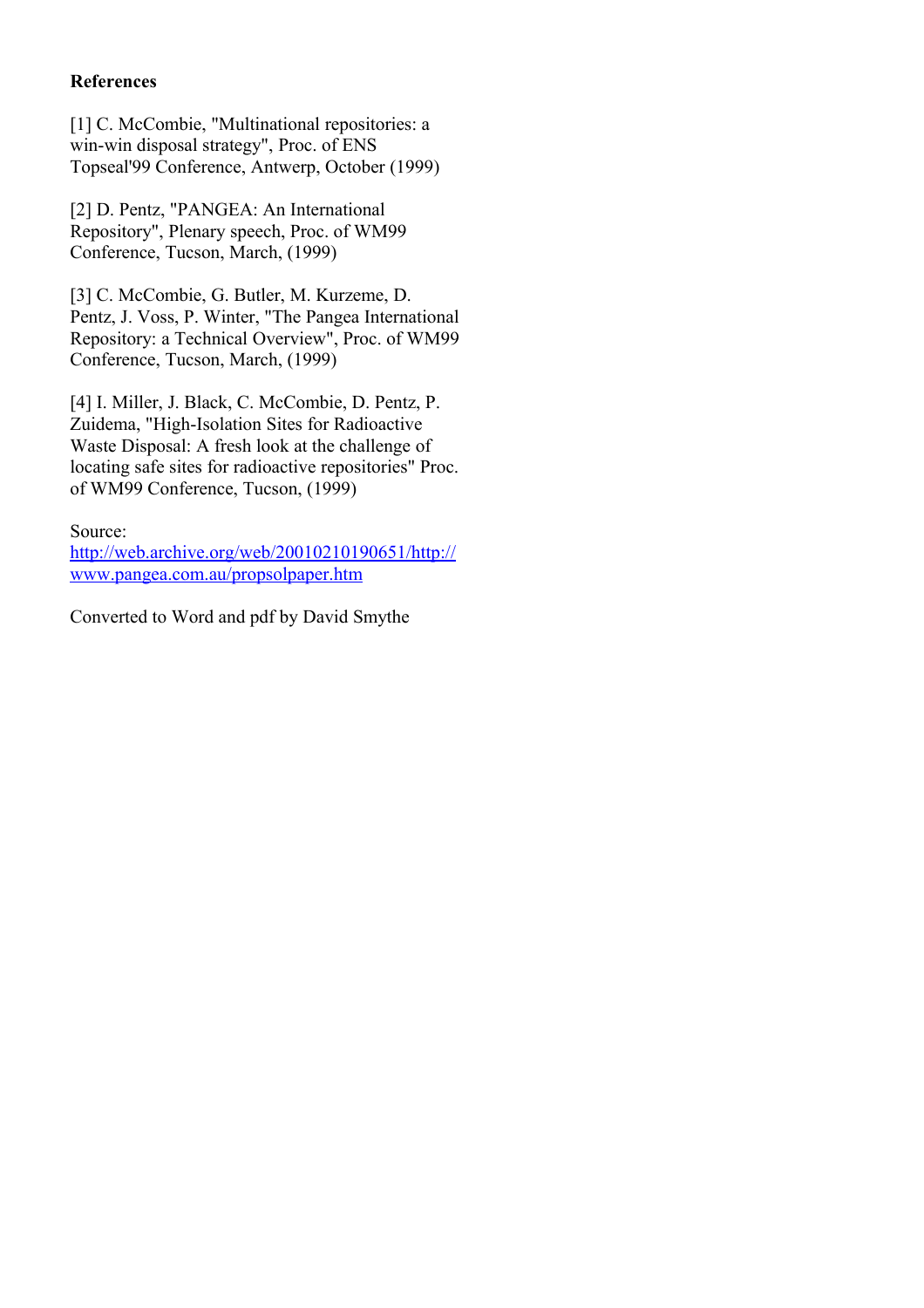**References**

[1] C. McCombie, "Multinational repositories: a win-win disposal strategy", Proc. of ENS Topseal'99 Conference, Antwerp, October (1999)

[2] D. Pentz, "PANGEA: An International Repository", Plenary speech, Proc. of WM99 Conference, Tucson, March, (1999)

[3] C. McCombie, G. Butler, M. Kurzeme, D. Pentz, J. Voss, P. Winter, "The Pangea International Repository: a Technical Overview", Proc. of WM99 Conference, Tucson, March, (1999)

[4] I. Miller, J. Black, C. McCombie, D. Pentz, P. Zuidema, "High-Isolation Sites for Radioactive Waste Disposal: A fresh look at the challenge of locating safe sites for radioactive repositories" Proc. of WM99 Conference, Tucson, (1999)

Source:
[http://web.archive.org/web/20010210190651/http://www.pangea.com.au/propsolpaper.htm](http://web.archive.org/web/20010210190651/http://www.pangea.com.au/propsolpaper.htm)

Converted to Word and pdf by David Smythe